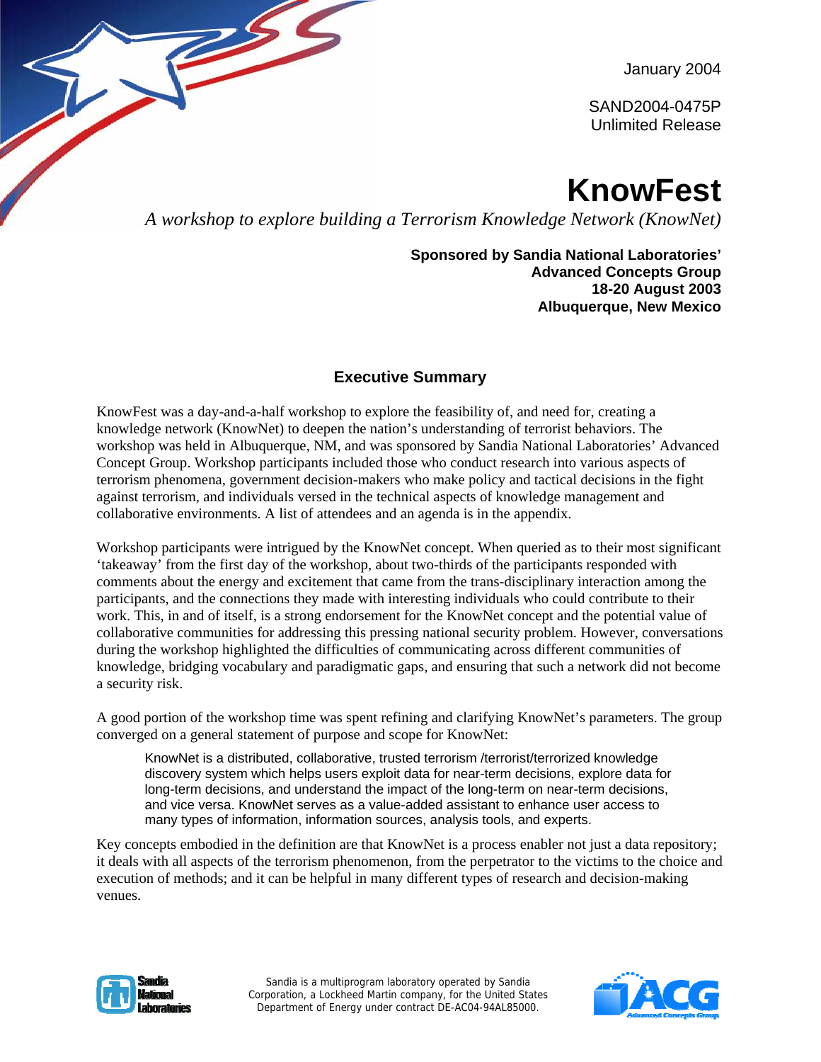January 2004

SAND2004-0475P
Unlimited Release

# KnowFest

*A workshop to explore building a Terrorism Knowledge Network (KnowNet)*

**Sponsored by Sandia National Laboratories' Advanced Concepts Group**
**18-20 August 2003**
**Albuquerque, New Mexico**

## Executive Summary

KnowFest was a day-and-a-half workshop to explore the feasibility of, and need for, creating a knowledge network (KnowNet) to deepen the nation's understanding of terrorist behaviors. The workshop was held in Albuquerque, NM, and was sponsored by Sandia National Laboratories' Advanced Concept Group. Workshop participants included those who conduct research into various aspects of terrorism phenomena, government decision-makers who make policy and tactical decisions in the fight against terrorism, and individuals versed in the technical aspects of knowledge management and collaborative environments. A list of attendees and an agenda is in the appendix.

Workshop participants were intrigued by the KnowNet concept. When queried as to their most significant 'takeaway' from the first day of the workshop, about two-thirds of the participants responded with comments about the energy and excitement that came from the trans-disciplinary interaction among the participants, and the connections they made with interesting individuals who could contribute to their work. This, in and of itself, is a strong endorsement for the KnowNet concept and the potential value of collaborative communities for addressing this pressing national security problem. However, conversations during the workshop highlighted the difficulties of communicating across different communities of knowledge, bridging vocabulary and paradigmatic gaps, and ensuring that such a network did not become a security risk.

A good portion of the workshop time was spent refining and clarifying KnowNet's parameters. The group converged on a general statement of purpose and scope for KnowNet:

> KnowNet is a distributed, collaborative, trusted terrorism /terrorist/terrorized knowledge discovery system which helps users exploit data for near-term decisions, explore data for long-term decisions, and understand the impact of the long-term on near-term decisions, and vice versa. KnowNet serves as a value-added assistant to enhance user access to many types of information, information sources, analysis tools, and experts.

Key concepts embodied in the definition are that KnowNet is a process enabler not just a data repository; it deals with all aspects of the terrorism phenomenon, from the perpetrator to the victims to the choice and execution of methods; and it can be helpful in many different types of research and decision-making venues.

Sandia is a multiprogram laboratory operated by Sandia Corporation, a Lockheed Martin company, for the United States Department of Energy under contract DE-AC04-94AL85000.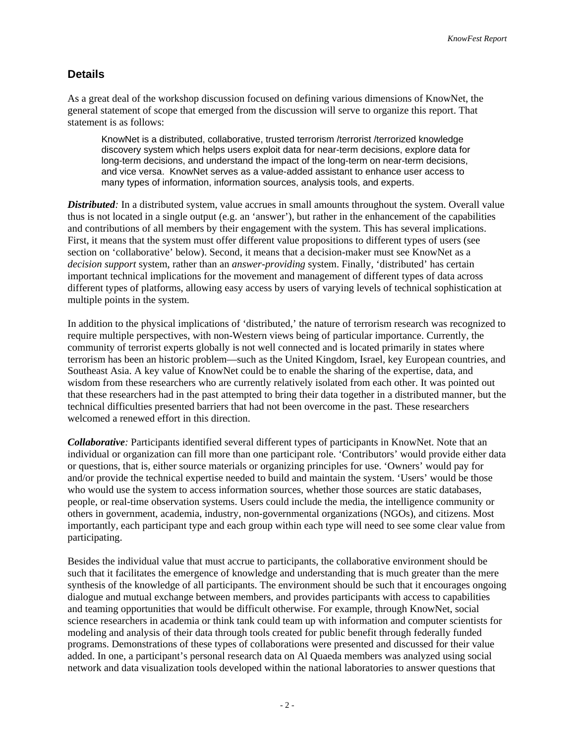## Details

As a great deal of the workshop discussion focused on defining various dimensions of KnowNet, the general statement of scope that emerged from the discussion will serve to organize this report. That statement is as follows:

> KnowNet is a distributed, collaborative, trusted terrorism /terrorist /terrorized knowledge discovery system which helps users exploit data for near-term decisions, explore data for long-term decisions, and understand the impact of the long-term on near-term decisions, and vice versa. KnowNet serves as a value-added assistant to enhance user access to many types of information, information sources, analysis tools, and experts.

***Distributed**:* In a distributed system, value accrues in small amounts throughout the system. Overall value thus is not located in a single output (e.g. an 'answer'), but rather in the enhancement of the capabilities and contributions of all members by their engagement with the system. This has several implications. First, it means that the system must offer different value propositions to different types of users (see section on 'collaborative' below). Second, it means that a decision-maker must see KnowNet as a *decision support* system, rather than an *answer-providing* system. Finally, 'distributed' has certain important technical implications for the movement and management of different types of data across different types of platforms, allowing easy access by users of varying levels of technical sophistication at multiple points in the system.

In addition to the physical implications of 'distributed,' the nature of terrorism research was recognized to require multiple perspectives, with non-Western views being of particular importance. Currently, the community of terrorist experts globally is not well connected and is located primarily in states where terrorism has been an historic problem—such as the United Kingdom, Israel, key European countries, and Southeast Asia. A key value of KnowNet could be to enable the sharing of the expertise, data, and wisdom from these researchers who are currently relatively isolated from each other. It was pointed out that these researchers had in the past attempted to bring their data together in a distributed manner, but the technical difficulties presented barriers that had not been overcome in the past. These researchers welcomed a renewed effort in this direction.

***Collaborative**:* Participants identified several different types of participants in KnowNet. Note that an individual or organization can fill more than one participant role. 'Contributors' would provide either data or questions, that is, either source materials or organizing principles for use. 'Owners' would pay for and/or provide the technical expertise needed to build and maintain the system. 'Users' would be those who would use the system to access information sources, whether those sources are static databases, people, or real-time observation systems. Users could include the media, the intelligence community or others in government, academia, industry, non-governmental organizations (NGOs), and citizens. Most importantly, each participant type and each group within each type will need to see some clear value from participating.

Besides the individual value that must accrue to participants, the collaborative environment should be such that it facilitates the emergence of knowledge and understanding that is much greater than the mere synthesis of the knowledge of all participants. The environment should be such that it encourages ongoing dialogue and mutual exchange between members, and provides participants with access to capabilities and teaming opportunities that would be difficult otherwise. For example, through KnowNet, social science researchers in academia or think tank could team up with information and computer scientists for modeling and analysis of their data through tools created for public benefit through federally funded programs. Demonstrations of these types of collaborations were presented and discussed for their value added. In one, a participant's personal research data on Al Quaeda members was analyzed using social network and data visualization tools developed within the national laboratories to answer questions that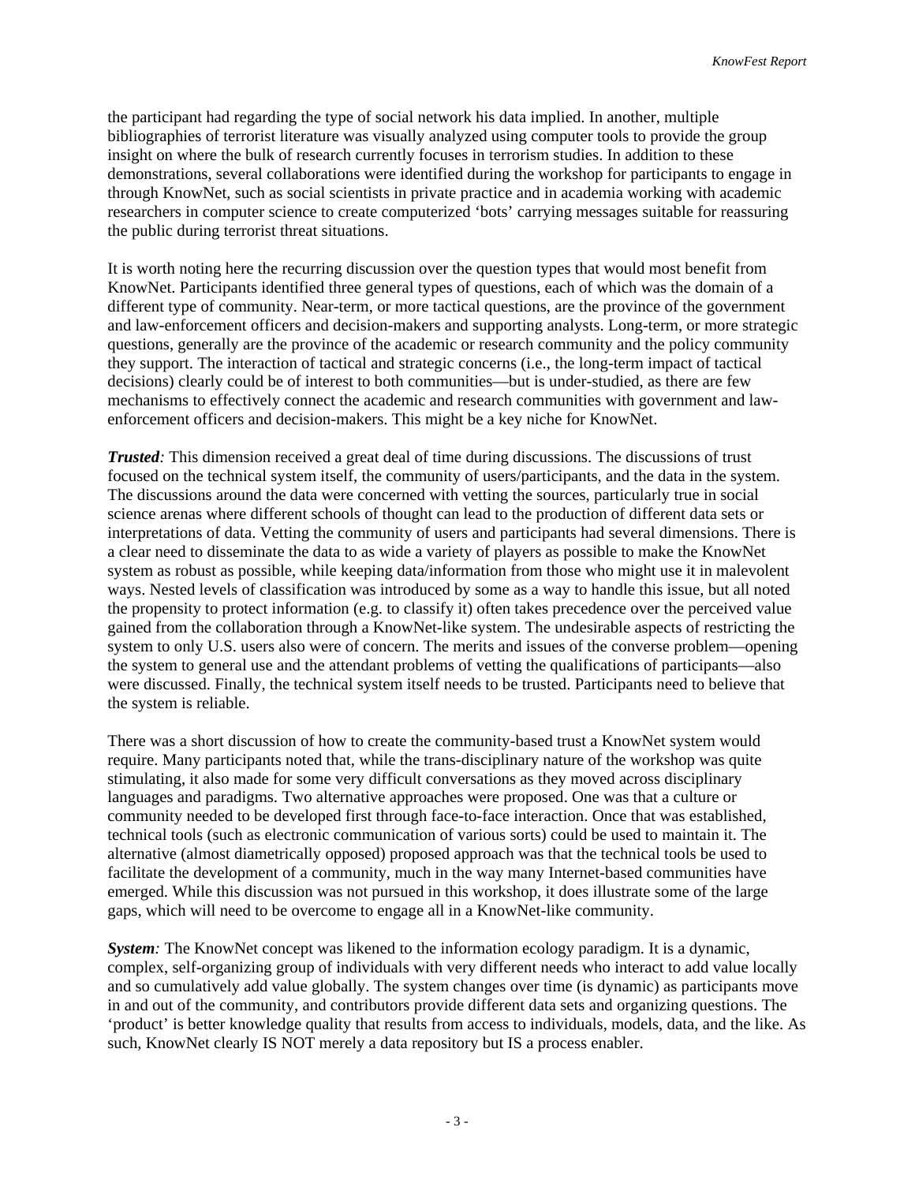the participant had regarding the type of social network his data implied. In another, multiple bibliographies of terrorist literature was visually analyzed using computer tools to provide the group insight on where the bulk of research currently focuses in terrorism studies. In addition to these demonstrations, several collaborations were identified during the workshop for participants to engage in through KnowNet, such as social scientists in private practice and in academia working with academic researchers in computer science to create computerized 'bots' carrying messages suitable for reassuring the public during terrorist threat situations.

It is worth noting here the recurring discussion over the question types that would most benefit from KnowNet. Participants identified three general types of questions, each of which was the domain of a different type of community. Near-term, or more tactical questions, are the province of the government and law-enforcement officers and decision-makers and supporting analysts. Long-term, or more strategic questions, generally are the province of the academic or research community and the policy community they support. The interaction of tactical and strategic concerns (i.e., the long-term impact of tactical decisions) clearly could be of interest to both communities—but is under-studied, as there are few mechanisms to effectively connect the academic and research communities with government and law-enforcement officers and decision-makers. This might be a key niche for KnowNet.

***Trusted**:* This dimension received a great deal of time during discussions. The discussions of trust focused on the technical system itself, the community of users/participants, and the data in the system. The discussions around the data were concerned with vetting the sources, particularly true in social science arenas where different schools of thought can lead to the production of different data sets or interpretations of data. Vetting the community of users and participants had several dimensions. There is a clear need to disseminate the data to as wide a variety of players as possible to make the KnowNet system as robust as possible, while keeping data/information from those who might use it in malevolent ways. Nested levels of classification was introduced by some as a way to handle this issue, but all noted the propensity to protect information (e.g. to classify it) often takes precedence over the perceived value gained from the collaboration through a KnowNet-like system. The undesirable aspects of restricting the system to only U.S. users also were of concern. The merits and issues of the converse problem—opening the system to general use and the attendant problems of vetting the qualifications of participants—also were discussed. Finally, the technical system itself needs to be trusted. Participants need to believe that the system is reliable.

There was a short discussion of how to create the community-based trust a KnowNet system would require. Many participants noted that, while the trans-disciplinary nature of the workshop was quite stimulating, it also made for some very difficult conversations as they moved across disciplinary languages and paradigms. Two alternative approaches were proposed. One was that a culture or community needed to be developed first through face-to-face interaction. Once that was established, technical tools (such as electronic communication of various sorts) could be used to maintain it. The alternative (almost diametrically opposed) proposed approach was that the technical tools be used to facilitate the development of a community, much in the way many Internet-based communities have emerged. While this discussion was not pursued in this workshop, it does illustrate some of the large gaps, which will need to be overcome to engage all in a KnowNet-like community.

***System**:* The KnowNet concept was likened to the information ecology paradigm. It is a dynamic, complex, self-organizing group of individuals with very different needs who interact to add value locally and so cumulatively add value globally. The system changes over time (is dynamic) as participants move in and out of the community, and contributors provide different data sets and organizing questions. The 'product' is better knowledge quality that results from access to individuals, models, data, and the like. As such, KnowNet clearly IS NOT merely a data repository but IS a process enabler.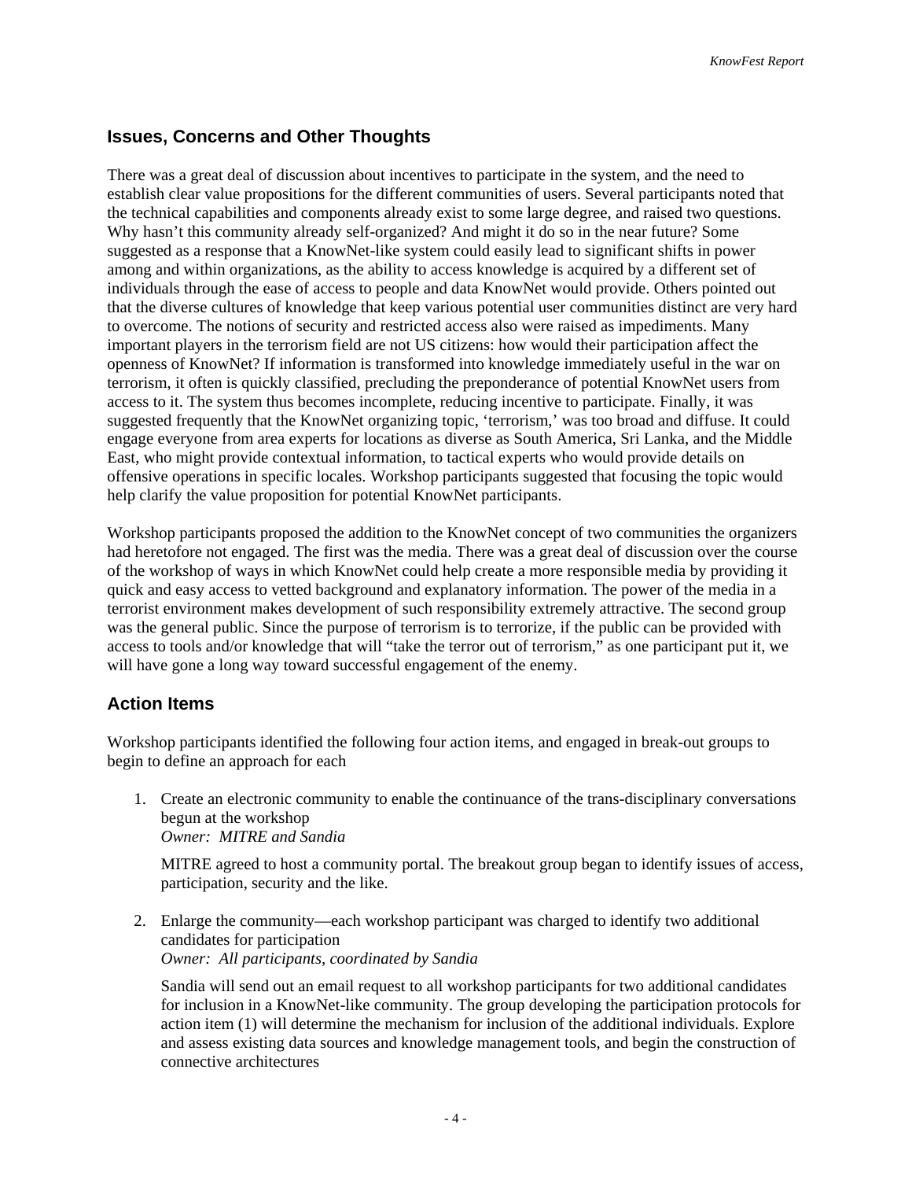## Issues, Concerns and Other Thoughts

There was a great deal of discussion about incentives to participate in the system, and the need to establish clear value propositions for the different communities of users. Several participants noted that the technical capabilities and components already exist to some large degree, and raised two questions. Why hasn't this community already self-organized? And might it do so in the near future? Some suggested as a response that a KnowNet-like system could easily lead to significant shifts in power among and within organizations, as the ability to access knowledge is acquired by a different set of individuals through the ease of access to people and data KnowNet would provide. Others pointed out that the diverse cultures of knowledge that keep various potential user communities distinct are very hard to overcome. The notions of security and restricted access also were raised as impediments. Many important players in the terrorism field are not US citizens: how would their participation affect the openness of KnowNet? If information is transformed into knowledge immediately useful in the war on terrorism, it often is quickly classified, precluding the preponderance of potential KnowNet users from access to it. The system thus becomes incomplete, reducing incentive to participate. Finally, it was suggested frequently that the KnowNet organizing topic, 'terrorism,' was too broad and diffuse. It could engage everyone from area experts for locations as diverse as South America, Sri Lanka, and the Middle East, who might provide contextual information, to tactical experts who would provide details on offensive operations in specific locales. Workshop participants suggested that focusing the topic would help clarify the value proposition for potential KnowNet participants.

Workshop participants proposed the addition to the KnowNet concept of two communities the organizers had heretofore not engaged. The first was the media. There was a great deal of discussion over the course of the workshop of ways in which KnowNet could help create a more responsible media by providing it quick and easy access to vetted background and explanatory information. The power of the media in a terrorist environment makes development of such responsibility extremely attractive. The second group was the general public. Since the purpose of terrorism is to terrorize, if the public can be provided with access to tools and/or knowledge that will "take the terror out of terrorism," as one participant put it, we will have gone a long way toward successful engagement of the enemy.

## Action Items

Workshop participants identified the following four action items, and engaged in break-out groups to begin to define an approach for each

1. Create an electronic community to enable the continuance of the trans-disciplinary conversations begun at the workshop
   *Owner: MITRE and Sandia*

   MITRE agreed to host a community portal. The breakout group began to identify issues of access, participation, security and the like.

2. Enlarge the community—each workshop participant was charged to identify two additional candidates for participation
   *Owner: All participants, coordinated by Sandia*

   Sandia will send out an email request to all workshop participants for two additional candidates for inclusion in a KnowNet-like community. The group developing the participation protocols for action item (1) will determine the mechanism for inclusion of the additional individuals. Explore and assess existing data sources and knowledge management tools, and begin the construction of connective architectures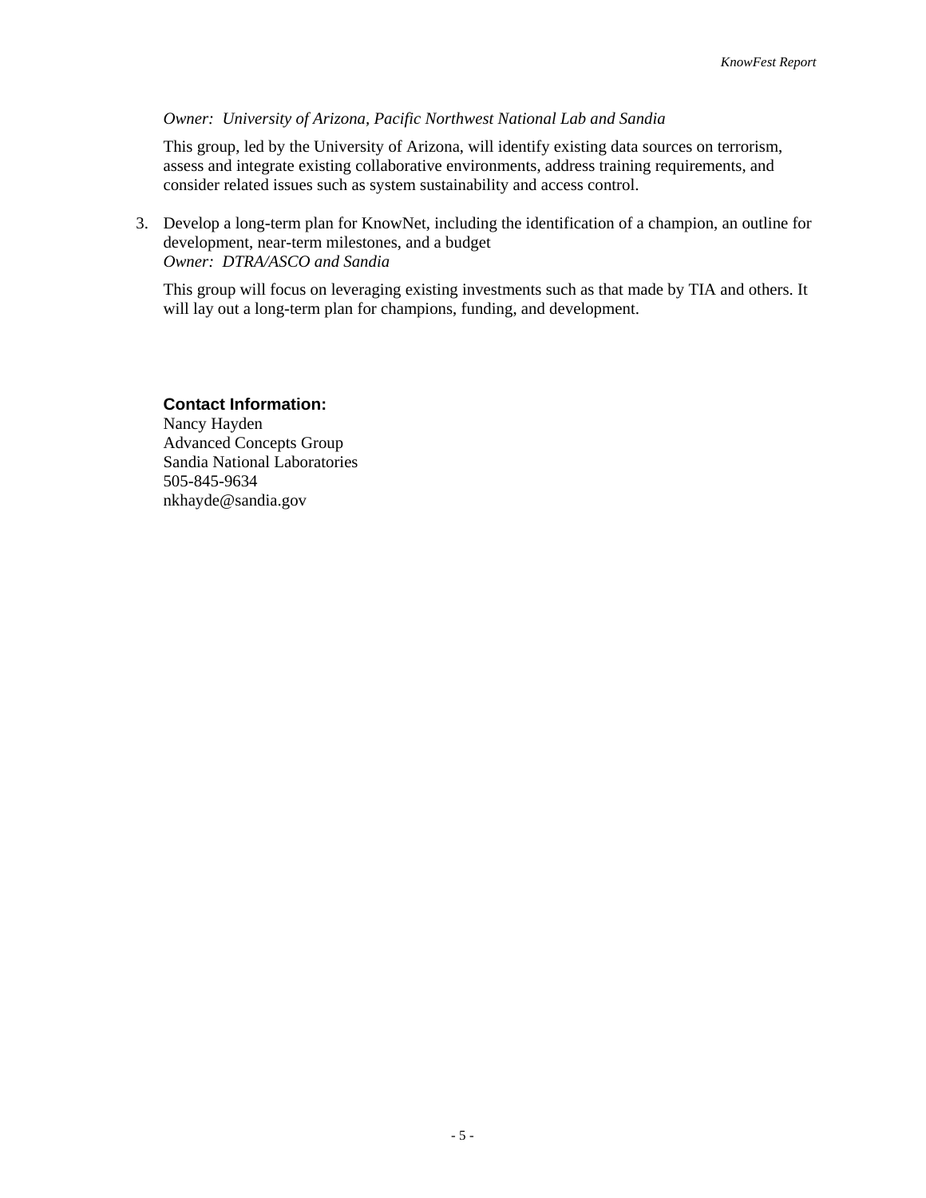*Owner: University of Arizona, Pacific Northwest National Lab and Sandia*

This group, led by the University of Arizona, will identify existing data sources on terrorism, assess and integrate existing collaborative environments, address training requirements, and consider related issues such as system sustainability and access control.

3. Develop a long-term plan for KnowNet, including the identification of a champion, an outline for development, near-term milestones, and a budget
   *Owner: DTRA/ASCO and Sandia*

   This group will focus on leveraging existing investments such as that made by TIA and others. It will lay out a long-term plan for champions, funding, and development.

**Contact Information:**
Nancy Hayden
Advanced Concepts Group
Sandia National Laboratories
505-845-9634
nkhayde@sandia.gov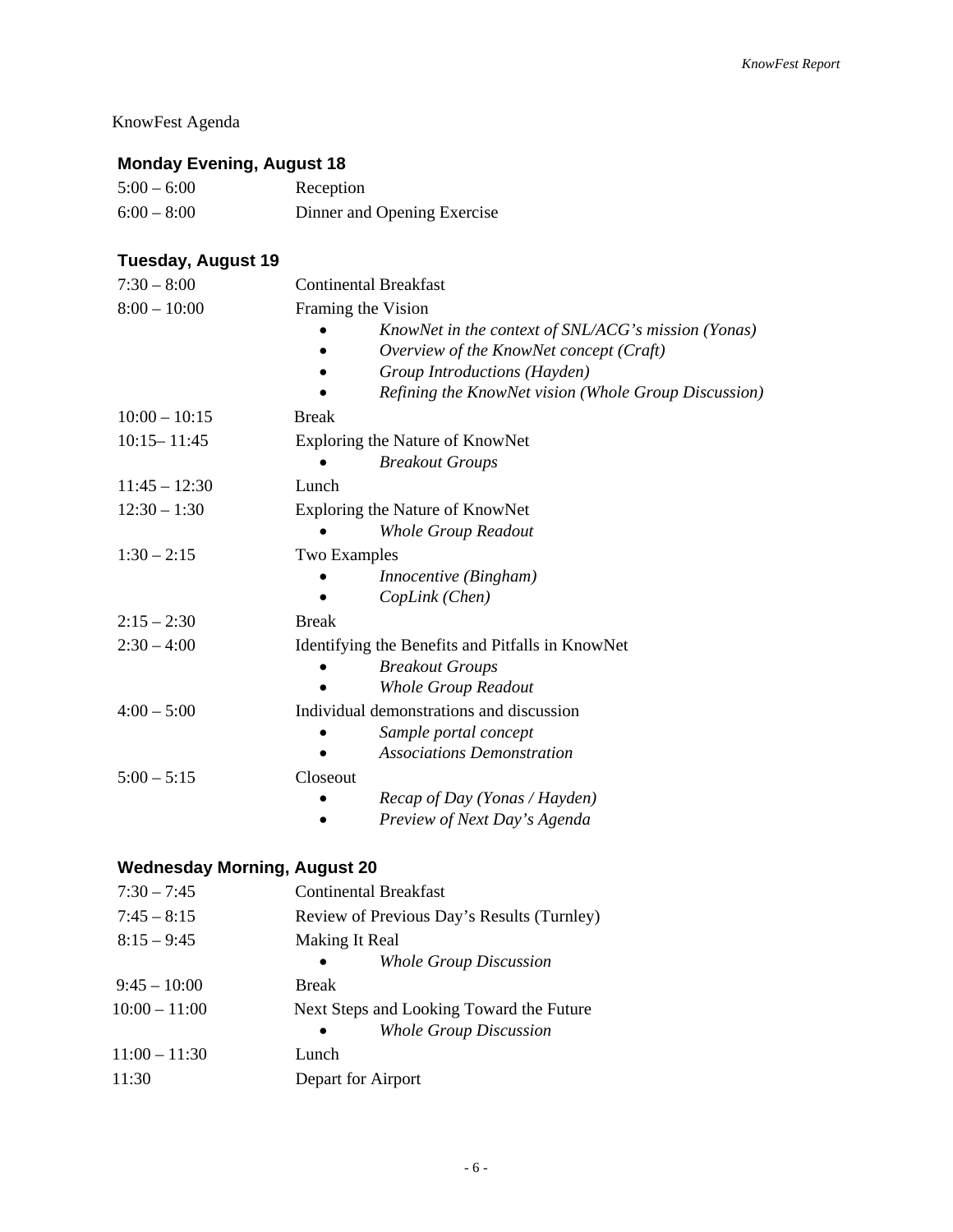KnowFest Agenda

## Monday Evening, August 18

| | |
|---|---|
| 5:00 – 6:00 | Reception |
| 6:00 – 8:00 | Dinner and Opening Exercise |

## Tuesday, August 19

| | |
|---|---|
| 7:30 – 8:00 | Continental Breakfast |
| 8:00 – 10:00 | Framing the Vision<br>• *KnowNet in the context of SNL/ACG's mission (Yonas)*<br>• *Overview of the KnowNet concept (Craft)*<br>• *Group Introductions (Hayden)*<br>• *Refining the KnowNet vision (Whole Group Discussion)* |
| 10:00 – 10:15 | Break |
| 10:15– 11:45 | Exploring the Nature of KnowNet<br>• *Breakout Groups* |
| 11:45 – 12:30 | Lunch |
| 12:30 – 1:30 | Exploring the Nature of KnowNet<br>• *Whole Group Readout* |
| 1:30 – 2:15 | Two Examples<br>• *Innocentive (Bingham)*<br>• *CopLink (Chen)* |
| 2:15 – 2:30 | Break |
| 2:30 – 4:00 | Identifying the Benefits and Pitfalls in KnowNet<br>• *Breakout Groups*<br>• *Whole Group Readout* |
| 4:00 – 5:00 | Individual demonstrations and discussion<br>• *Sample portal concept*<br>• *Associations Demonstration* |
| 5:00 – 5:15 | Closeout<br>• *Recap of Day (Yonas / Hayden)*<br>• *Preview of Next Day's Agenda* |

## Wednesday Morning, August 20

| | |
|---|---|
| 7:30 – 7:45 | Continental Breakfast |
| 7:45 – 8:15 | Review of Previous Day's Results (Turnley) |
| 8:15 – 9:45 | Making It Real<br>• *Whole Group Discussion* |
| 9:45 – 10:00 | Break |
| 10:00 – 11:00 | Next Steps and Looking Toward the Future<br>• *Whole Group Discussion* |
| 11:00 – 11:30 | Lunch |
| 11:30 | Depart for Airport |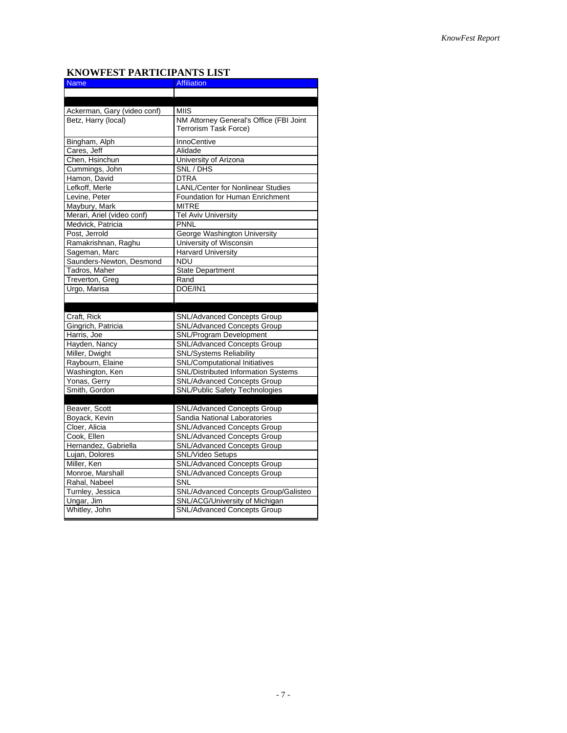## KNOWFEST PARTICIPANTS LIST

| Name | Affiliation |
|---|---|
| | |
| | |
| Ackerman, Gary (video conf) | MIIS |
| Betz, Harry (local) | NM Attorney General's Office (FBI Joint Terrorism Task Force) |
| Bingham, Alph | InnoCentive |
| Cares, Jeff | Alidade |
| Chen, Hsinchun | University of Arizona |
| Cummings, John | SNL / DHS |
| Hamon, David | DTRA |
| Lefkoff, Merle | LANL/Center for Nonlinear Studies |
| Levine, Peter | Foundation for Human Enrichment |
| Maybury, Mark | MITRE |
| Merari, Ariel (video conf) | Tel Aviv University |
| Medvick, Patricia | PNNL |
| Post, Jerrold | George Washington University |
| Ramakrishnan, Raghu | University of Wisconsin |
| Sageman, Marc | Harvard University |
| Saunders-Newton, Desmond | NDU |
| Tadros, Maher | State Department |
| Treverton, Greg | Rand |
| Urgo, Marisa | DOE/IN1 |
| | |
| | |
| Craft, Rick | SNL/Advanced Concepts Group |
| Gingrich, Patricia | SNL/Advanced Concepts Group |
| Harris, Joe | SNL/Program Development |
| Hayden, Nancy | SNL/Advanced Concepts Group |
| Miller, Dwight | SNL/Systems Reliability |
| Raybourn, Elaine | SNL/Computational Initiatives |
| Washington, Ken | SNL/Distributed Information Systems |
| Yonas, Gerry | SNL/Advanced Concepts Group |
| Smith, Gordon | SNL/Public Safety Technologies |
| | |
| Beaver, Scott | SNL/Advanced Concepts Group |
| Boyack, Kevin | Sandia National Laboratories |
| Cloer, Alicia | SNL/Advanced Concepts Group |
| Cook, Ellen | SNL/Advanced Concepts Group |
| Hernandez, Gabriella | SNL/Advanced Concepts Group |
| Lujan, Dolores | SNL/Video Setups |
| Miller, Ken | SNL/Advanced Concepts Group |
| Monroe, Marshall | SNL/Advanced Concepts Group |
| Rahal, Nabeel | SNL |
| Turnley, Jessica | SNL/Advanced Concepts Group/Galisteo |
| Ungar, Jim | SNL/ACG/University of Michigan |
| Whitley, John | SNL/Advanced Concepts Group |